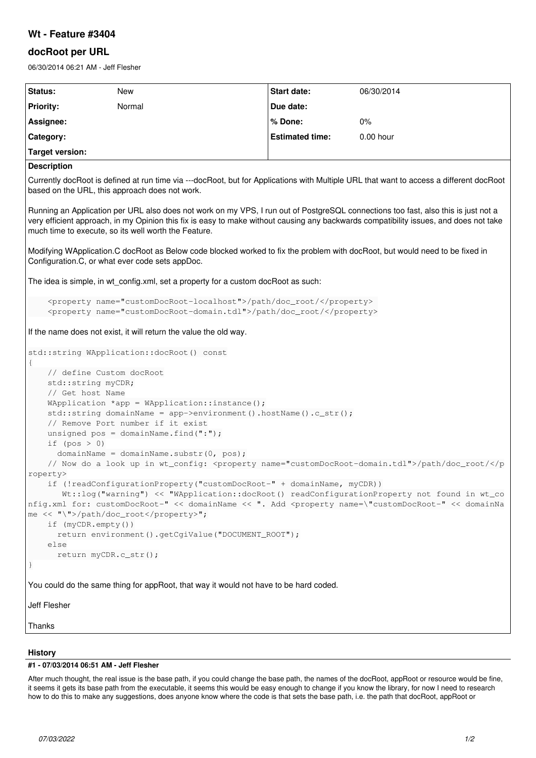# Wt - Feature #3404

## docRoot per URL

06/30/2014 06:21 AM - Jeff Flesher

| Status: | New | Start date: | 06/30/2014 |
|---|---|---|---|
| Priority: | Normal | Due date: | |
| Assignee: | | % Done: | 0% |
| Category: | | Estimated time: | 0.00 hour |
| Target version: | | | |

**Description**

Currently docRoot is defined at run time via ---docRoot, but for Applications with Multiple URL that want to access a different docRoot based on the URL, this approach does not work.

Running an Application per URL also does not work on my VPS, I run out of PostgreSQL connections too fast, also this is just not a very efficient approach, in my Opinion this fix is easy to make without causing any backwards compatibility issues, and does not take much time to execute, so its well worth the Feature.

Modifying WApplication.C docRoot as Below code blocked worked to fix the problem with docRoot, but would need to be fixed in Configuration.C, or what ever code sets appDoc.

The idea is simple, in wt_config.xml, set a property for a custom docRoot as such:

```
    <property name="customDocRoot-localhost">/path/doc_root/</property>
    <property name="customDocRoot-domain.tdl">/path/doc_root/</property>
```

If the name does not exist, it will return the value the old way.

```
std::string WApplication::docRoot() const
{
    // define Custom docRoot
    std::string myCDR;
    // Get host Name
    WApplication *app = WApplication::instance();
    std::string domainName = app->environment().hostName().c_str();
    // Remove Port number if it exist
    unsigned pos = domainName.find(":");
    if (pos > 0)
      domainName = domainName.substr(0, pos);
    // Now do a look up in wt_config: <property name="customDocRoot-domain.tdl">/path/doc_root/</property>
    if (!readConfigurationProperty("customDocRoot-" + domainName, myCDR))
       Wt::log("warning") << "WApplication::docRoot() readConfigurationProperty not found in wt_config.xml for: customDocRoot-" << domainName << ". Add <property name=\"customDocRoot-" << domainName << "\">/path/doc_root</property>";
    if (myCDR.empty())
      return environment().getCgiValue("DOCUMENT_ROOT");
    else
      return myCDR.c_str();
}
```

You could do the same thing for appRoot, that way it would not have to be hard coded.

Jeff Flesher

Thanks

**History**

**#1 - 07/03/2014 06:51 AM - Jeff Flesher**

After much thought, the real issue is the base path, if you could change the base path, the names of the docRoot, appRoot or resource would be fine, it seems it gets its base path from the executable, it seems this would be easy enough to change if you know the library, for now I need to research how to do this to make any suggestions, does anyone know where the code is that sets the base path, i.e. the path that docRoot, appRoot or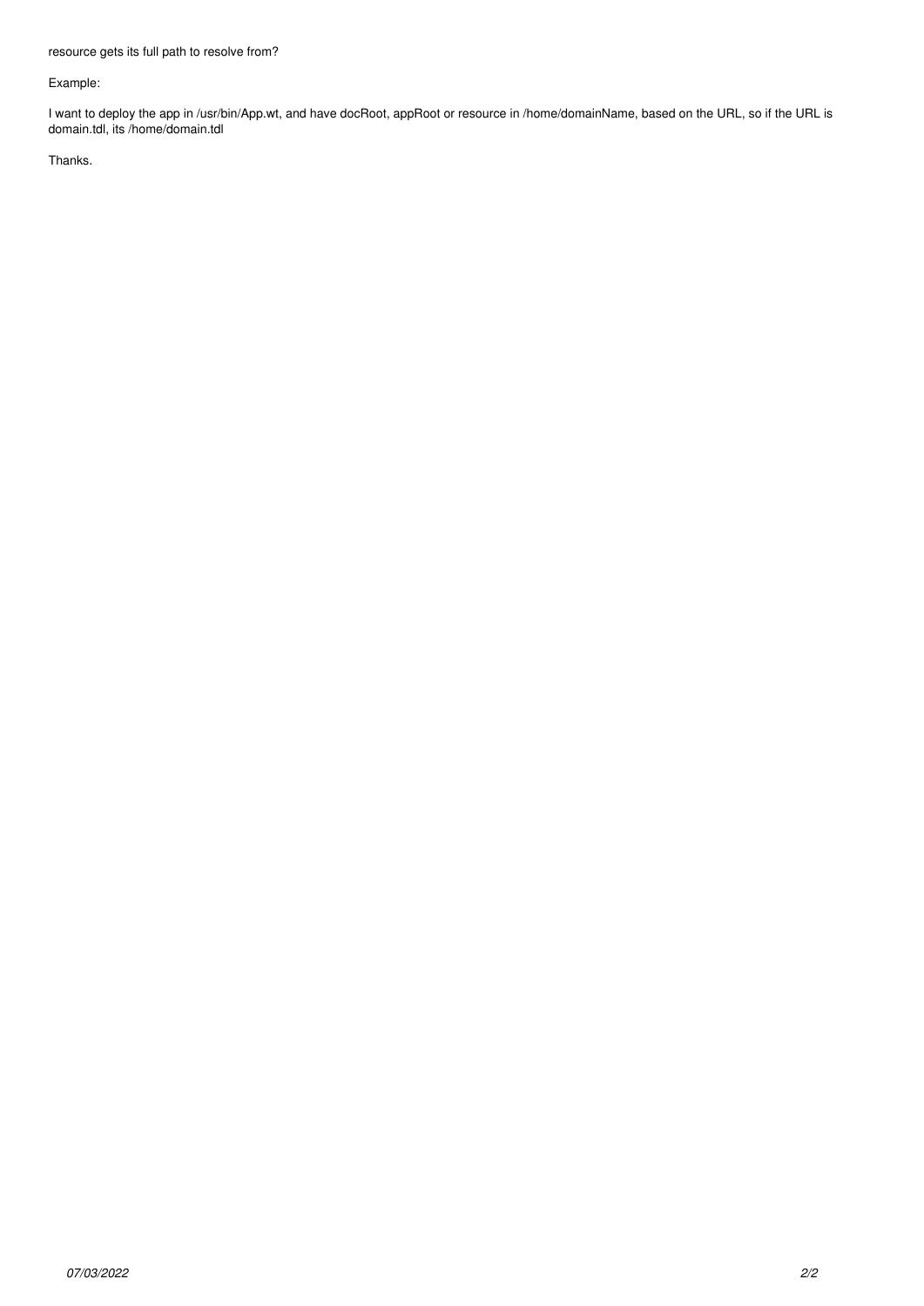resource gets its full path to resolve from?

Example:

I want to deploy the app in /usr/bin/App.wt, and have docRoot, appRoot or resource in /home/domainName, based on the URL, so if the URL is domain.tdl, its /home/domain.tdl

Thanks.